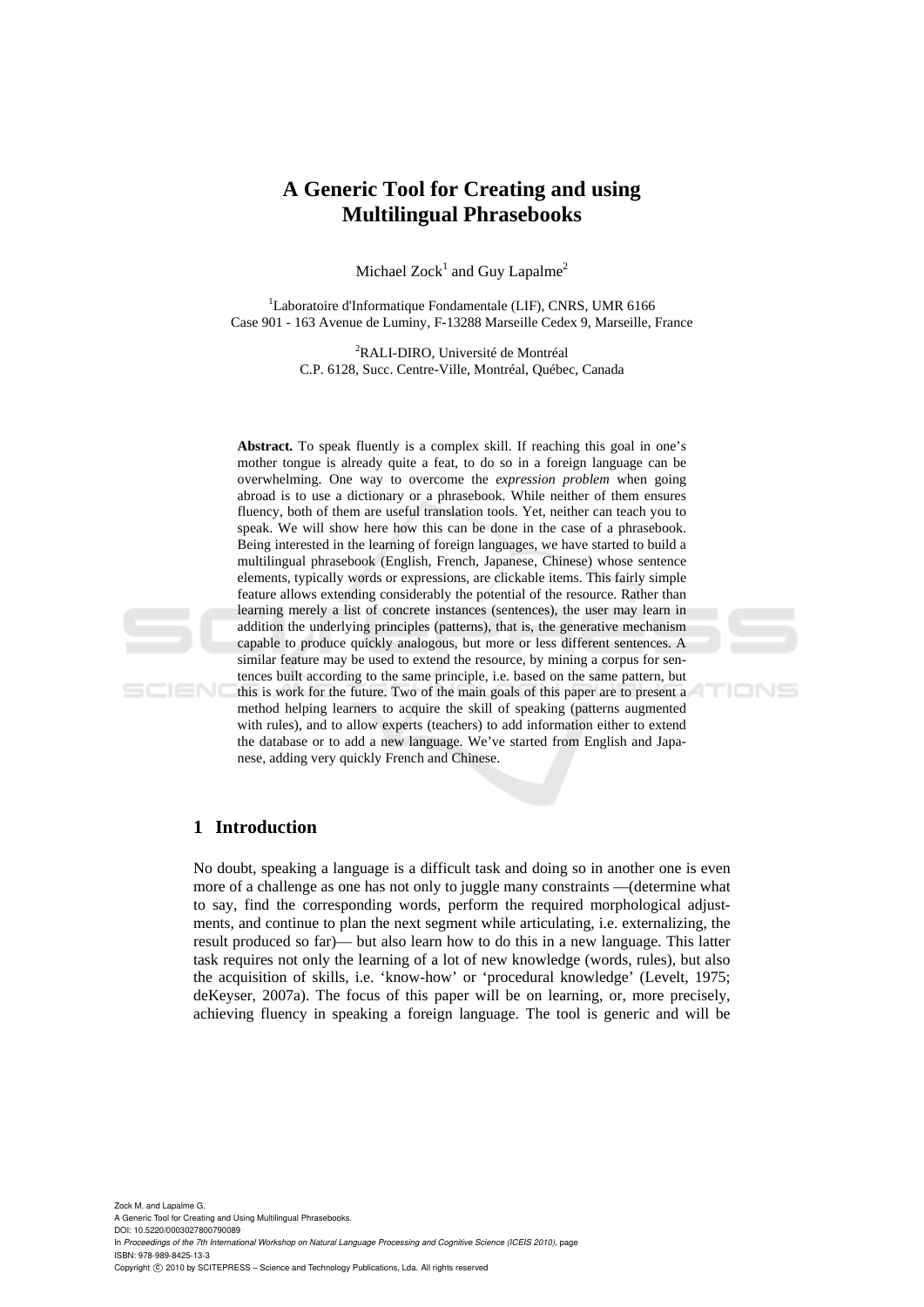# A Generic Tool for Creating and using Multilingual Phrasebooks

Michael Zock[1] and Guy Lapalme[2]

[1]Laboratoire d'Informatique Fondamentale (LIF), CNRS, UMR 6166
Case 901 - 163 Avenue de Luminy, F-13288 Marseille Cedex 9, Marseille, France

[2]RALI-DIRO, Université de Montréal
C.P. 6128, Succ. Centre-Ville, Montréal, Québec, Canada

**Abstract.** To speak fluently is a complex skill. If reaching this goal in one's mother tongue is already quite a feat, to do so in a foreign language can be overwhelming. One way to overcome the *expression problem* when going abroad is to use a dictionary or a phrasebook. While neither of them ensures fluency, both of them are useful translation tools. Yet, neither can teach you to speak. We will show here how this can be done in the case of a phrasebook. Being interested in the learning of foreign languages, we have started to build a multilingual phrasebook (English, French, Japanese, Chinese) whose sentence elements, typically words or expressions, are clickable items. This fairly simple feature allows extending considerably the potential of the resource. Rather than learning merely a list of concrete instances (sentences), the user may learn in addition the underlying principles (patterns), that is, the generative mechanism capable to produce quickly analogous, but more or less different sentences. A similar feature may be used to extend the resource, by mining a corpus for sentences built according to the same principle, i.e. based on the same pattern, but this is work for the future. Two of the main goals of this paper are to present a method helping learners to acquire the skill of speaking (patterns augmented with rules), and to allow experts (teachers) to add information either to extend the database or to add a new language. We've started from English and Japanese, adding very quickly French and Chinese.

## 1 Introduction

No doubt, speaking a language is a difficult task and doing so in another one is even more of a challenge as one has not only to juggle many constraints —(determine what to say, find the corresponding words, perform the required morphological adjustments, and continue to plan the next segment while articulating, i.e. externalizing, the result produced so far)— but also learn how to do this in a new language. This latter task requires not only the learning of a lot of new knowledge (words, rules), but also the acquisition of skills, i.e. 'know-how' or 'procedural knowledge' (Levelt, 1975; deKeyser, 2007a). The focus of this paper will be on learning, or, more precisely, achieving fluency in speaking a foreign language. The tool is generic and will be

Zock M. and Lapalme G.
A Generic Tool for Creating and Using Multilingual Phrasebooks.
DOI: 10.5220/0003027800790089
In *Proceedings of the 7th International Workshop on Natural Language Processing and Cognitive Science (ICEIS 2010)*, page
ISBN: 978-989-8425-13-3
Copyright © 2010 by SCITEPRESS – Science and Technology Publications, Lda. All rights reserved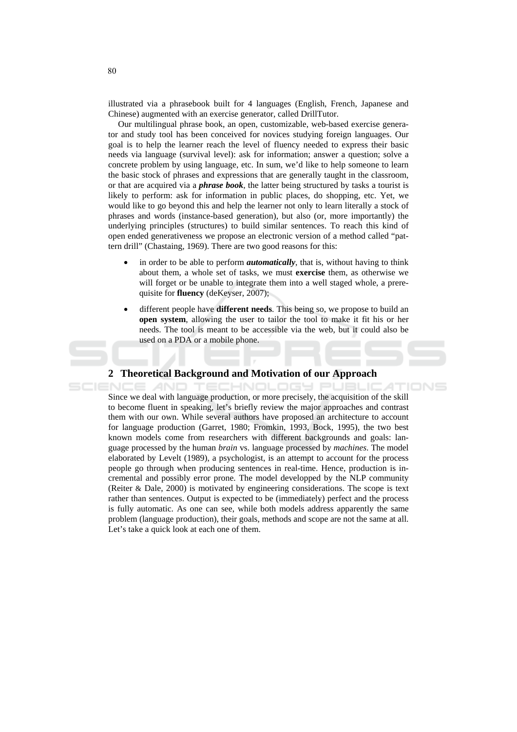illustrated via a phrasebook built for 4 languages (English, French, Japanese and Chinese) augmented with an exercise generator, called DrillTutor.

Our multilingual phrase book, an open, customizable, web-based exercise generator and study tool has been conceived for novices studying foreign languages. Our goal is to help the learner reach the level of fluency needed to express their basic needs via language (survival level): ask for information; answer a question; solve a concrete problem by using language, etc. In sum, we'd like to help someone to learn the basic stock of phrases and expressions that are generally taught in the classroom, or that are acquired via a ***phrase book***, the latter being structured by tasks a tourist is likely to perform: ask for information in public places, do shopping, etc. Yet, we would like to go beyond this and help the learner not only to learn literally a stock of phrases and words (instance-based generation), but also (or, more importantly) the underlying principles (structures) to build similar sentences. To reach this kind of open ended generativeness we propose an electronic version of a method called "pattern drill" (Chastaing, 1969). There are two good reasons for this:

- in order to be able to perform ***automatically***, that is, without having to think about them, a whole set of tasks, we must **exercise** them, as otherwise we will forget or be unable to integrate them into a well staged whole, a prerequisite for **fluency** (deKeyser, 2007);
- different people have **different needs**. This being so, we propose to build an **open system**, allowing the user to tailor the tool to make it fit his or her needs. The tool is meant to be accessible via the web, but it could also be used on a PDA or a mobile phone.

## 2 Theoretical Background and Motivation of our Approach

Since we deal with language production, or more precisely, the acquisition of the skill to become fluent in speaking, let's briefly review the major approaches and contrast them with our own. While several authors have proposed an architecture to account for language production (Garret, 1980; Fromkin, 1993, Bock, 1995), the two best known models come from researchers with different backgrounds and goals: language processed by the human *brain* vs. language processed by *machines*. The model elaborated by Levelt (1989), a psychologist, is an attempt to account for the process people go through when producing sentences in real-time. Hence, production is incremental and possibly error prone. The model developped by the NLP community (Reiter & Dale, 2000) is motivated by engineering considerations. The scope is text rather than sentences. Output is expected to be (immediately) perfect and the process is fully automatic. As one can see, while both models address apparently the same problem (language production), their goals, methods and scope are not the same at all. Let's take a quick look at each one of them.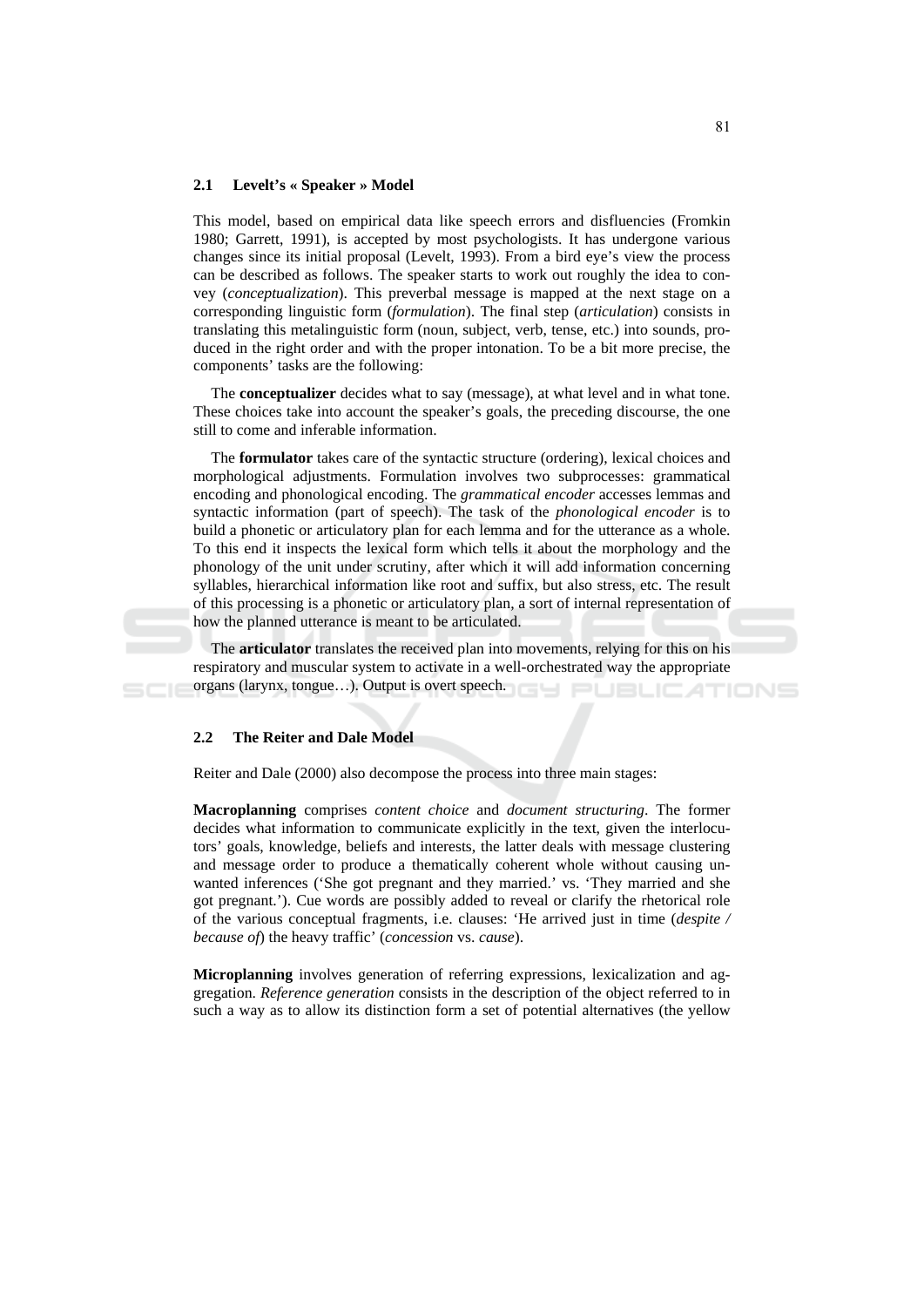### 2.1 Levelt's « Speaker » Model

This model, based on empirical data like speech errors and disfluencies (Fromkin 1980; Garrett, 1991), is accepted by most psychologists. It has undergone various changes since its initial proposal (Levelt, 1993). From a bird eye's view the process can be described as follows. The speaker starts to work out roughly the idea to convey (*conceptualization*). This preverbal message is mapped at the next stage on a corresponding linguistic form (*formulation*). The final step (*articulation*) consists in translating this metalinguistic form (noun, subject, verb, tense, etc.) into sounds, produced in the right order and with the proper intonation. To be a bit more precise, the components' tasks are the following:

The **conceptualizer** decides what to say (message), at what level and in what tone. These choices take into account the speaker's goals, the preceding discourse, the one still to come and inferable information.

The **formulator** takes care of the syntactic structure (ordering), lexical choices and morphological adjustments. Formulation involves two subprocesses: grammatical encoding and phonological encoding. The *grammatical encoder* accesses lemmas and syntactic information (part of speech). The task of the *phonological encoder* is to build a phonetic or articulatory plan for each lemma and for the utterance as a whole. To this end it inspects the lexical form which tells it about the morphology and the phonology of the unit under scrutiny, after which it will add information concerning syllables, hierarchical information like root and suffix, but also stress, etc. The result of this processing is a phonetic or articulatory plan, a sort of internal representation of how the planned utterance is meant to be articulated.

The **articulator** translates the received plan into movements, relying for this on his respiratory and muscular system to activate in a well-orchestrated way the appropriate organs (larynx, tongue…). Output is overt speech.

### 2.2 The Reiter and Dale Model

Reiter and Dale (2000) also decompose the process into three main stages:

**Macroplanning** comprises *content choice* and *document structuring*. The former decides what information to communicate explicitly in the text, given the interlocutors' goals, knowledge, beliefs and interests, the latter deals with message clustering and message order to produce a thematically coherent whole without causing unwanted inferences ('She got pregnant and they married.' vs. 'They married and she got pregnant.'). Cue words are possibly added to reveal or clarify the rhetorical role of the various conceptual fragments, i.e. clauses: 'He arrived just in time (*despite / because of*) the heavy traffic' (*concession* vs. *cause*).

**Microplanning** involves generation of referring expressions, lexicalization and aggregation. *Reference generation* consists in the description of the object referred to in such a way as to allow its distinction form a set of potential alternatives (the yellow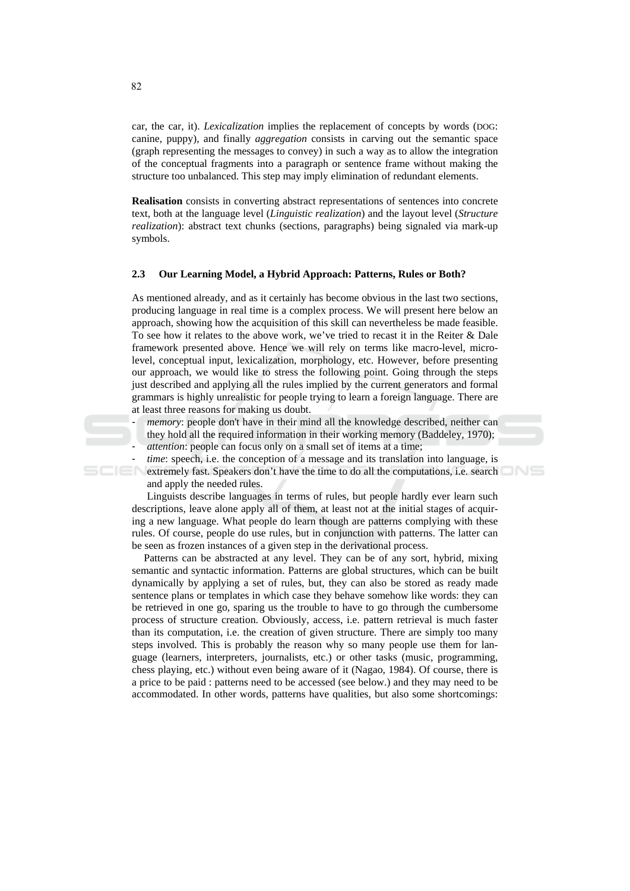car, the car, it). *Lexicalization* implies the replacement of concepts by words (DOG: canine, puppy), and finally *aggregation* consists in carving out the semantic space (graph representing the messages to convey) in such a way as to allow the integration of the conceptual fragments into a paragraph or sentence frame without making the structure too unbalanced. This step may imply elimination of redundant elements.

**Realisation** consists in converting abstract representations of sentences into concrete text, both at the language level (*Linguistic realization*) and the layout level (*Structure realization*): abstract text chunks (sections, paragraphs) being signaled via mark-up symbols.

### 2.3 Our Learning Model, a Hybrid Approach: Patterns, Rules or Both?

As mentioned already, and as it certainly has become obvious in the last two sections, producing language in real time is a complex process. We will present here below an approach, showing how the acquisition of this skill can nevertheless be made feasible. To see how it relates to the above work, we've tried to recast it in the Reiter & Dale framework presented above. Hence we will rely on terms like macro-level, micro-level, conceptual input, lexicalization, morphology, etc. However, before presenting our approach, we would like to stress the following point. Going through the steps just described and applying all the rules implied by the current generators and formal grammars is highly unrealistic for people trying to learn a foreign language. There are at least three reasons for making us doubt.

- *memory*: people don't have in their mind all the knowledge described, neither can they hold all the required information in their working memory (Baddeley, 1970);
- *attention*: people can focus only on a small set of items at a time;
- *time*: speech, i.e. the conception of a message and its translation into language, is extremely fast. Speakers don't have the time to do all the computations, i.e. search and apply the needed rules.

Linguists describe languages in terms of rules, but people hardly ever learn such descriptions, leave alone apply all of them, at least not at the initial stages of acquiring a new language. What people do learn though are patterns complying with these rules. Of course, people do use rules, but in conjunction with patterns. The latter can be seen as frozen instances of a given step in the derivational process.

Patterns can be abstracted at any level. They can be of any sort, hybrid, mixing semantic and syntactic information. Patterns are global structures, which can be built dynamically by applying a set of rules, but, they can also be stored as ready made sentence plans or templates in which case they behave somehow like words: they can be retrieved in one go, sparing us the trouble to have to go through the cumbersome process of structure creation. Obviously, access, i.e. pattern retrieval is much faster than its computation, i.e. the creation of given structure. There are simply too many steps involved. This is probably the reason why so many people use them for language (learners, interpreters, journalists, etc.) or other tasks (music, programming, chess playing, etc.) without even being aware of it (Nagao, 1984). Of course, there is a price to be paid : patterns need to be accessed (see below.) and they may need to be accommodated. In other words, patterns have qualities, but also some shortcomings: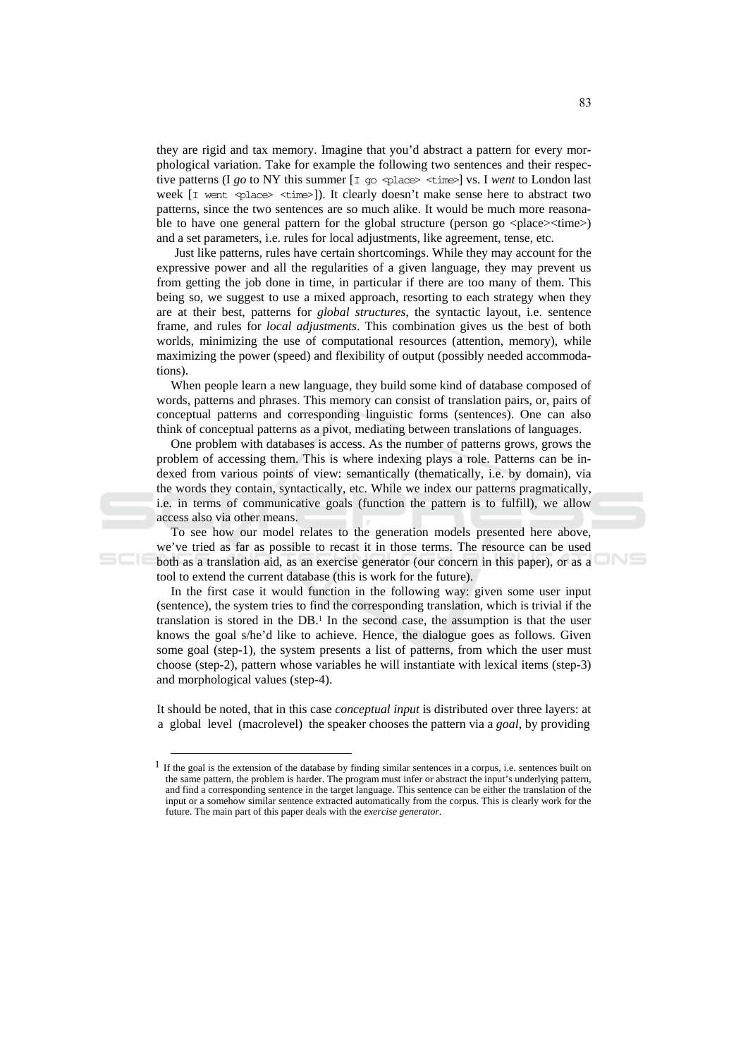they are rigid and tax memory. Imagine that you'd abstract a pattern for every morphological variation. Take for example the following two sentences and their respective patterns (I *go* to NY this summer [I go <place> <time>] vs. I *went* to London last week [I went <place> <time>]). It clearly doesn't make sense here to abstract two patterns, since the two sentences are so much alike. It would be much more reasonable to have one general pattern for the global structure (person go <place><time>) and a set parameters, i.e. rules for local adjustments, like agreement, tense, etc.

Just like patterns, rules have certain shortcomings. While they may account for the expressive power and all the regularities of a given language, they may prevent us from getting the job done in time, in particular if there are too many of them. This being so, we suggest to use a mixed approach, resorting to each strategy when they are at their best, patterns for *global structures*, the syntactic layout, i.e. sentence frame, and rules for *local adjustments*. This combination gives us the best of both worlds, minimizing the use of computational resources (attention, memory), while maximizing the power (speed) and flexibility of output (possibly needed accommodations).

When people learn a new language, they build some kind of database composed of words, patterns and phrases. This memory can consist of translation pairs, or, pairs of conceptual patterns and corresponding linguistic forms (sentences). One can also think of conceptual patterns as a pivot, mediating between translations of languages.

One problem with databases is access. As the number of patterns grows, grows the problem of accessing them. This is where indexing plays a role. Patterns can be indexed from various points of view: semantically (thematically, i.e. by domain), via the words they contain, syntactically, etc. While we index our patterns pragmatically, i.e. in terms of communicative goals (function the pattern is to fulfill), we allow access also via other means.

To see how our model relates to the generation models presented here above, we've tried as far as possible to recast it in those terms. The resource can be used both as a translation aid, as an exercise generator (our concern in this paper), or as a tool to extend the current database (this is work for the future).

In the first case it would function in the following way: given some user input (sentence), the system tries to find the corresponding translation, which is trivial if the translation is stored in the DB.[1] In the second case, the assumption is that the user knows the goal s/he'd like to achieve. Hence, the dialogue goes as follows. Given some goal (step-1), the system presents a list of patterns, from which the user must choose (step-2), pattern whose variables he will instantiate with lexical items (step-3) and morphological values (step-4).

It should be noted, that in this case *conceptual input* is distributed over three layers: at a global level (macrolevel) the speaker chooses the pattern via a *goal*, by providing

[1] If the goal is the extension of the database by finding similar sentences in a corpus, i.e. sentences built on the same pattern, the problem is harder. The program must infer or abstract the input's underlying pattern, and find a corresponding sentence in the target language. This sentence can be either the translation of the input or a somehow similar sentence extracted automatically from the corpus. This is clearly work for the future. The main part of this paper deals with the *exercise generator*.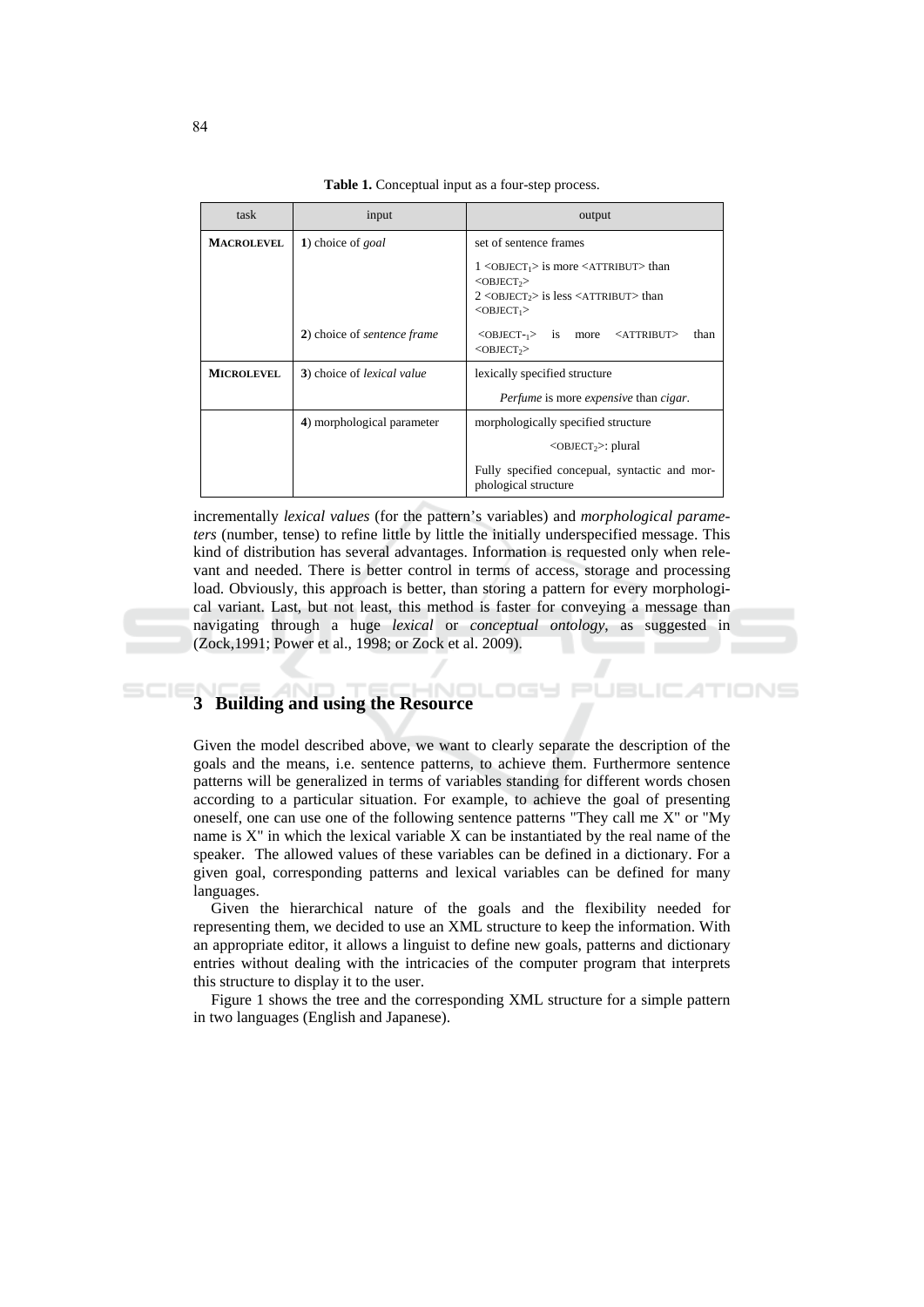**Table 1.** Conceptual input as a four-step process.

| task | input | output |
|---|---|---|
| **MACROLEVEL** | **1**) choice of *goal* | set of sentence frames<br>1 <OBJECT$_1$> is more <ATTRIBUT> than <OBJECT$_2$><br>2 <OBJECT$_2$> is less <ATTRIBUT> than <OBJECT$_1$> |
| | **2**) choice of *sentence frame* | <OBJECT-$_1$> is more <ATTRIBUT> than <OBJECT$_2$> |
| **MICROLEVEL** | **3**) choice of *lexical value* | lexically specified structure<br>*Perfume* is more *expensive* than *cigar*. |
| | **4**) morphological parameter | morphologically specified structure<br><OBJECT$_2$>: plural<br>Fully specified concepual, syntactic and morphological structure |

incrementally *lexical values* (for the pattern's variables) and *morphological parameters* (number, tense) to refine little by little the initially underspecified message. This kind of distribution has several advantages. Information is requested only when relevant and needed. There is better control in terms of access, storage and processing load. Obviously, this approach is better, than storing a pattern for every morphological variant. Last, but not least, this method is faster for conveying a message than navigating through a huge *lexical* or *conceptual ontology*, as suggested in (Zock,1991; Power et al., 1998; or Zock et al. 2009).

## 3 Building and using the Resource

Given the model described above, we want to clearly separate the description of the goals and the means, i.e. sentence patterns, to achieve them. Furthermore sentence patterns will be generalized in terms of variables standing for different words chosen according to a particular situation. For example, to achieve the goal of presenting oneself, one can use one of the following sentence patterns "They call me X" or "My name is X" in which the lexical variable X can be instantiated by the real name of the speaker. The allowed values of these variables can be defined in a dictionary. For a given goal, corresponding patterns and lexical variables can be defined for many languages.

Given the hierarchical nature of the goals and the flexibility needed for representing them, we decided to use an XML structure to keep the information. With an appropriate editor, it allows a linguist to define new goals, patterns and dictionary entries without dealing with the intricacies of the computer program that interprets this structure to display it to the user.

Figure 1 shows the tree and the corresponding XML structure for a simple pattern in two languages (English and Japanese).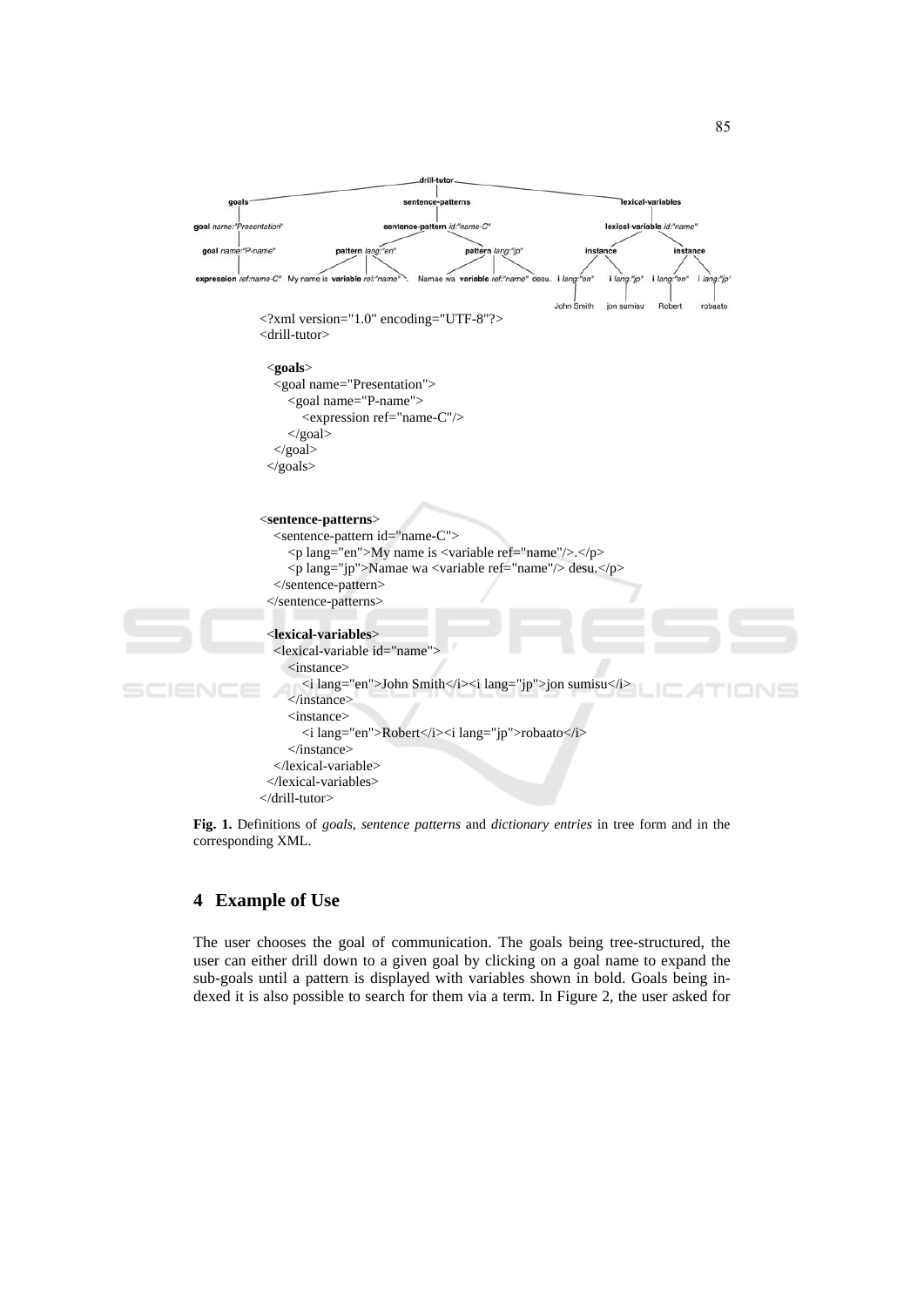```
drill-tutor
├── goals
│   └── goal name:"Presentation"
│       └── goal name:"P-name"
│           └── expression ref:name-C"
├── sentence-patterns
│   └── sentence-pattern id:"name-C"
│       ├── pattern lang:"en"
│       │   ├── My name is
│       │   ├── variable ref:"name"
│       │   └── .
│       └── pattern lang:"jp"
│           ├── Namae wa
│           ├── variable ref:"name"
│           └── desu.
└── lexical-variables
    └── lexical-variable id:"name"
        ├── instance
        │   ├── i lang:"en" ── John Smith
        │   └── i lang:"jp" ── jon sumisu
        └── instance
            ├── i lang:"en" ── Robert
            └── i lang:"jp" ── robaato
```

```
<?xml version="1.0" encoding="UTF-8"?>
<drill-tutor>

  <goals>
   <goal name="Presentation">
     <goal name="P-name">
        <expression ref="name-C"/>
     </goal>
   </goal>
  </goals>


<sentence-patterns>
   <sentence-pattern id="name-C">
     <p lang="en">My name is <variable ref="name"/>.</p>
     <p lang="jp">Namae wa <variable ref="name"/> desu.</p>
   </sentence-pattern>
  </sentence-patterns>

  <lexical-variables>
   <lexical-variable id="name">
     <instance>
        <i lang="en">John Smith</i><i lang="jp">jon sumisu</i>
     </instance>
     <instance>
        <i lang="en">Robert</i><i lang="jp">robaato</i>
     </instance>
   </lexical-variable>
  </lexical-variables>
</drill-tutor>
```

**Fig. 1.** Definitions of *goals*, *sentence patterns* and *dictionary entries* in tree form and in the corresponding XML.

## 4 Example of Use

The user chooses the goal of communication. The goals being tree-structured, the user can either drill down to a given goal by clicking on a goal name to expand the sub-goals until a pattern is displayed with variables shown in bold. Goals being indexed it is also possible to search for them via a term. In Figure 2, the user asked for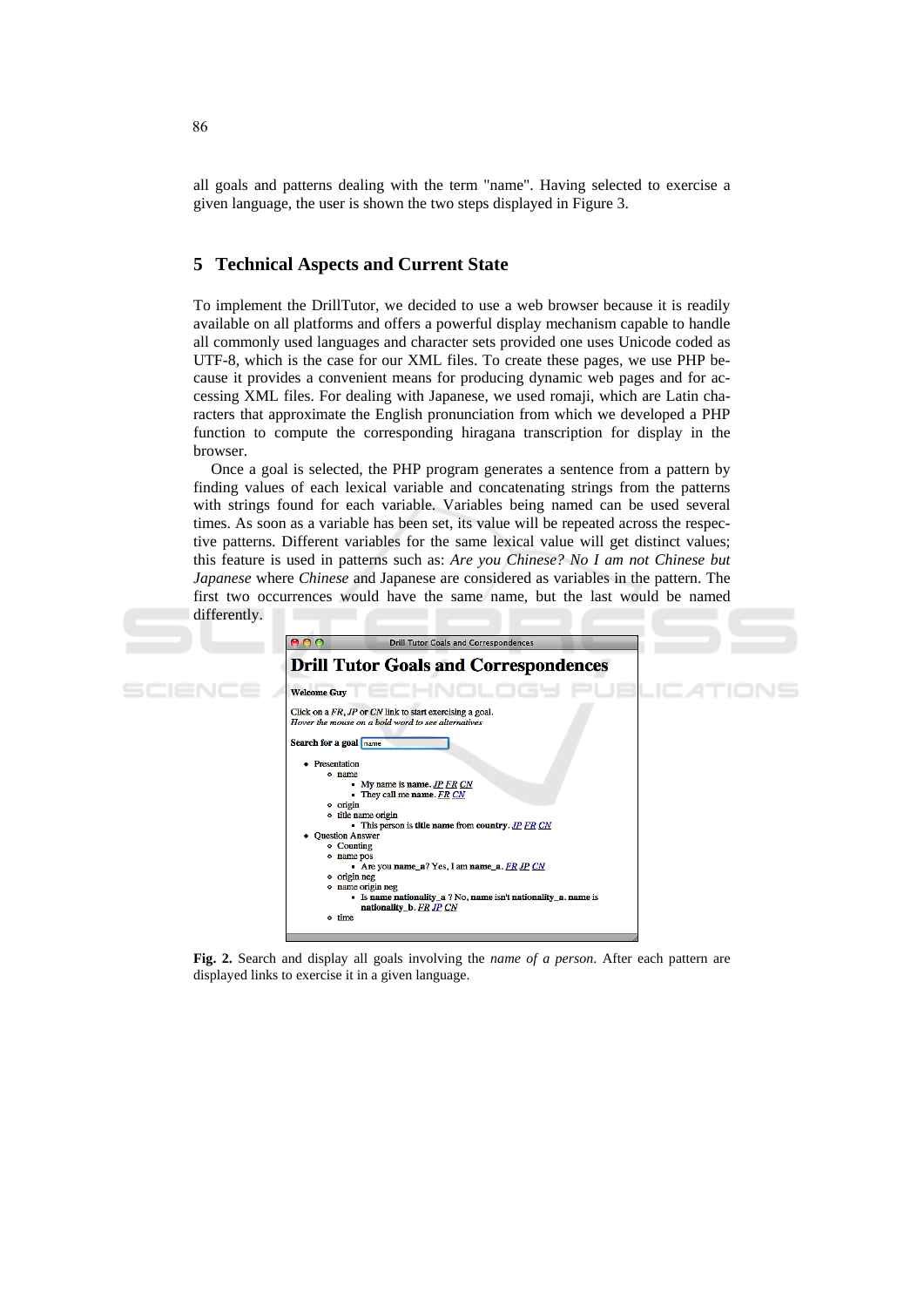all goals and patterns dealing with the term "name". Having selected to exercise a given language, the user is shown the two steps displayed in Figure 3.

## 5 Technical Aspects and Current State

To implement the DrillTutor, we decided to use a web browser because it is readily available on all platforms and offers a powerful display mechanism capable to handle all commonly used languages and character sets provided one uses Unicode coded as UTF-8, which is the case for our XML files. To create these pages, we use PHP because it provides a convenient means for producing dynamic web pages and for accessing XML files. For dealing with Japanese, we used romaji, which are Latin characters that approximate the English pronunciation from which we developed a PHP function to compute the corresponding hiragana transcription for display in the browser.

Once a goal is selected, the PHP program generates a sentence from a pattern by finding values of each lexical variable and concatenating strings from the patterns with strings found for each variable. Variables being named can be used several times. As soon as a variable has been set, its value will be repeated across the respective patterns. Different variables for the same lexical value will get distinct values; this feature is used in patterns such as: *Are you Chinese? No I am not Chinese but Japanese* where *Chinese* and Japanese are considered as variables in the pattern. The first two occurrences would have the same name, but the last would be named differently.

**Fig. 2.** Search and display all goals involving the *name of a person*. After each pattern are displayed links to exercise it in a given language.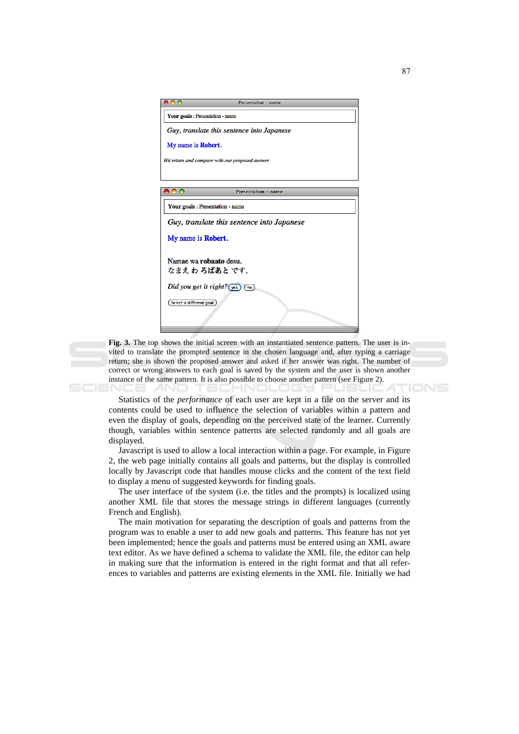Your goals : Presentation - name

*Guy, translate this sentence into Japanese*

My name is **Robert.**

*Hit return and compare with our proposed answer*

Your goals : Presentation - name

*Guy, translate this sentence into Japanese*

My name is **Robert.**

Namae wa **robaato** desu.
なまえ わ **ろばあと** です.

*Did you get it right?* yes no

Select a different goal

**Fig. 3.** The top shows the initial screen with an instantiated sentence pattern. The user is invited to translate the prompted sentence in the chosen language and, after typing a carriage return; she is shown the proposed answer and asked if her answer was right. The number of correct or wrong answers to each goal is saved by the system and the user is shown another instance of the same pattern. It is also possible to choose another pattern (see Figure 2).

Statistics of the *performance* of each user are kept in a file on the server and its contents could be used to influence the selection of variables within a pattern and even the display of goals, depending on the perceived state of the learner. Currently though, variables within sentence patterns are selected randomly and all goals are displayed.

Javascript is used to allow a local interaction within a page. For example, in Figure 2, the web page initially contains all goals and patterns, but the display is controlled locally by Javascript code that handles mouse clicks and the content of the text field to display a menu of suggested keywords for finding goals.

The user interface of the system (i.e. the titles and the prompts) is localized using another XML file that stores the message strings in different languages (currently French and English).

The main motivation for separating the description of goals and patterns from the program was to enable a user to add new goals and patterns. This feature has not yet been implemented; hence the goals and patterns must be entered using an XML aware text editor. As we have defined a schema to validate the XML file, the editor can help in making sure that the information is entered in the right format and that all references to variables and patterns are existing elements in the XML file. Initially we had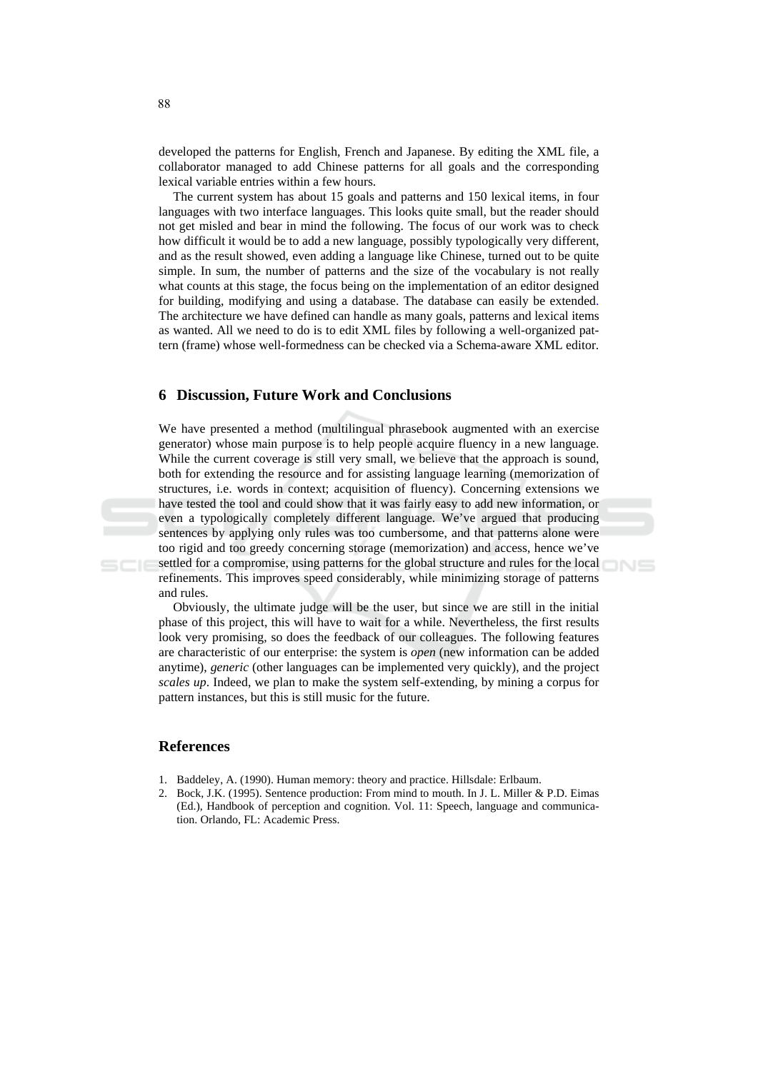developed the patterns for English, French and Japanese. By editing the XML file, a collaborator managed to add Chinese patterns for all goals and the corresponding lexical variable entries within a few hours.

The current system has about 15 goals and patterns and 150 lexical items, in four languages with two interface languages. This looks quite small, but the reader should not get misled and bear in mind the following. The focus of our work was to check how difficult it would be to add a new language, possibly typologically very different, and as the result showed, even adding a language like Chinese, turned out to be quite simple. In sum, the number of patterns and the size of the vocabulary is not really what counts at this stage, the focus being on the implementation of an editor designed for building, modifying and using a database. The database can easily be extended. The architecture we have defined can handle as many goals, patterns and lexical items as wanted. All we need to do is to edit XML files by following a well-organized pattern (frame) whose well-formedness can be checked via a Schema-aware XML editor.

## 6 Discussion, Future Work and Conclusions

We have presented a method (multilingual phrasebook augmented with an exercise generator) whose main purpose is to help people acquire fluency in a new language. While the current coverage is still very small, we believe that the approach is sound, both for extending the resource and for assisting language learning (memorization of structures, i.e. words in context; acquisition of fluency). Concerning extensions we have tested the tool and could show that it was fairly easy to add new information, or even a typologically completely different language. We've argued that producing sentences by applying only rules was too cumbersome, and that patterns alone were too rigid and too greedy concerning storage (memorization) and access, hence we've settled for a compromise, using patterns for the global structure and rules for the local refinements. This improves speed considerably, while minimizing storage of patterns and rules.

Obviously, the ultimate judge will be the user, but since we are still in the initial phase of this project, this will have to wait for a while. Nevertheless, the first results look very promising, so does the feedback of our colleagues. The following features are characteristic of our enterprise: the system is *open* (new information can be added anytime), *generic* (other languages can be implemented very quickly), and the project *scales up*. Indeed, we plan to make the system self-extending, by mining a corpus for pattern instances, but this is still music for the future.

## References

1. Baddeley, A. (1990). Human memory: theory and practice. Hillsdale: Erlbaum.
2. Bock, J.K. (1995). Sentence production: From mind to mouth. In J. L. Miller & P.D. Eimas (Ed.), Handbook of perception and cognition. Vol. 11: Speech, language and communication. Orlando, FL: Academic Press.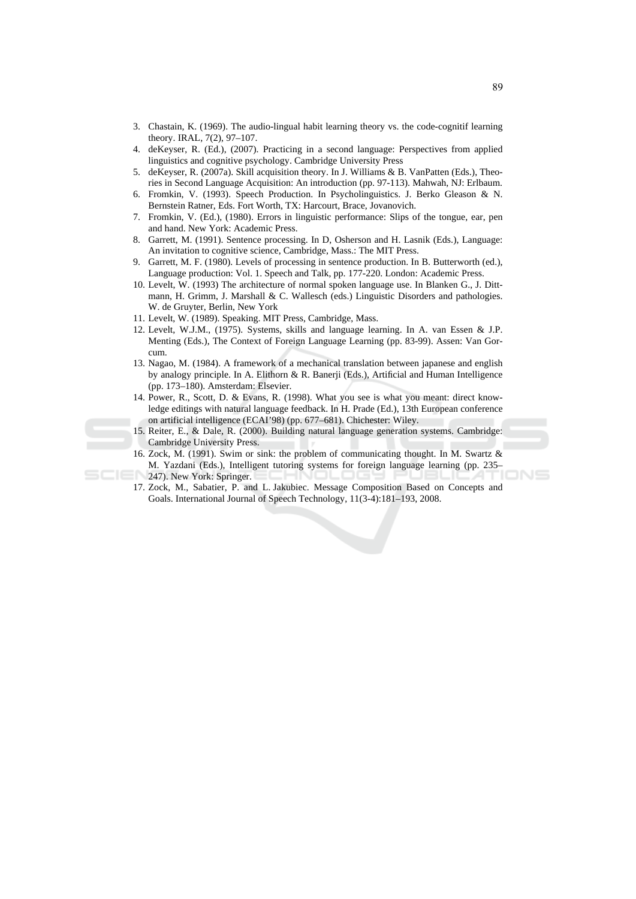3. Chastain, K. (1969). The audio-lingual habit learning theory vs. the code-cognitif learning theory. IRAL, 7(2), 97–107.
4. deKeyser, R. (Ed.), (2007). Practicing in a second language: Perspectives from applied linguistics and cognitive psychology. Cambridge University Press
5. deKeyser, R. (2007a). Skill acquisition theory. In J. Williams & B. VanPatten (Eds.), Theories in Second Language Acquisition: An introduction (pp. 97-113). Mahwah, NJ: Erlbaum.
6. Fromkin, V. (1993). Speech Production. In Psycholinguistics. J. Berko Gleason & N. Bernstein Ratner, Eds. Fort Worth, TX: Harcourt, Brace, Jovanovich.
7. Fromkin, V. (Ed.), (1980). Errors in linguistic performance: Slips of the tongue, ear, pen and hand. New York: Academic Press.
8. Garrett, M. (1991). Sentence processing. In D, Osherson and H. Lasnik (Eds.), Language: An invitation to cognitive science, Cambridge, Mass.: The MIT Press.
9. Garrett, M. F. (1980). Levels of processing in sentence production. In B. Butterworth (ed.), Language production: Vol. 1. Speech and Talk, pp. 177-220. London: Academic Press.
10. Levelt, W. (1993) The architecture of normal spoken language use. In Blanken G., J. Dittmann, H. Grimm, J. Marshall & C. Wallesch (eds.) Linguistic Disorders and pathologies. W. de Gruyter, Berlin, New York
11. Levelt, W. (1989). Speaking. MIT Press, Cambridge, Mass.
12. Levelt, W.J.M., (1975). Systems, skills and language learning. In A. van Essen & J.P. Menting (Eds.), The Context of Foreign Language Learning (pp. 83-99). Assen: Van Gorcum.
13. Nagao, M. (1984). A framework of a mechanical translation between japanese and english by analogy principle. In A. Elithorn & R. Banerji (Eds.), Artificial and Human Intelligence (pp. 173–180). Amsterdam: Elsevier.
14. Power, R., Scott, D. & Evans, R. (1998). What you see is what you meant: direct knowledge editings with natural language feedback. In H. Prade (Ed.), 13th European conference on artificial intelligence (ECAI'98) (pp. 677–681). Chichester: Wiley.
15. Reiter, E., & Dale, R. (2000). Building natural language generation systems. Cambridge: Cambridge University Press.
16. Zock, M. (1991). Swim or sink: the problem of communicating thought. In M. Swartz & M. Yazdani (Eds.), Intelligent tutoring systems for foreign language learning (pp. 235–247). New York: Springer.
17. Zock, M., Sabatier, P. and L. Jakubiec. Message Composition Based on Concepts and Goals. International Journal of Speech Technology, 11(3-4):181–193, 2008.